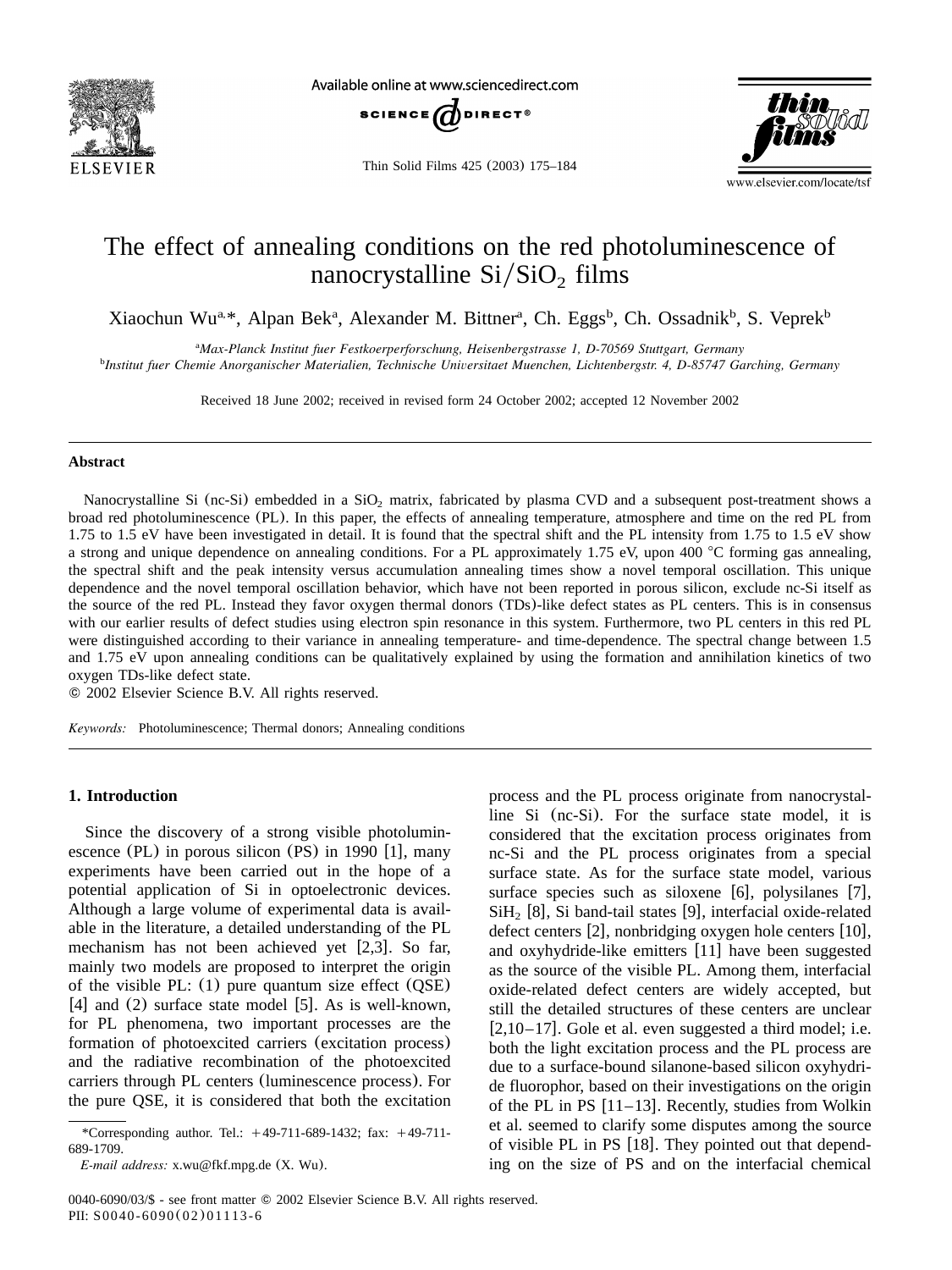# The effect of annealing conditions on the red photoluminescence of nanocrystalline $Si/SiO_2$ films

Xiaochun Wu[a,*], Alpan Bek[a], Alexander M. Bittner[a], Ch. Eggs[b], Ch. Ossadnik[b], S. Veprek[b]

[a]*Max-Planck Institut fuer Festkoerperforschung, Heisenbergstrasse 1, D-70569 Stuttgart, Germany*
[b]*Institut fuer Chemie Anorganischer Materialien, Technische Universitaet Muenchen, Lichtenbergstr. 4, D-85747 Garching, Germany*

Received 18 June 2002; received in revised form 24 October 2002; accepted 12 November 2002

## Abstract

Nanocrystalline Si (nc-Si) embedded in a $SiO_2$ matrix, fabricated by plasma CVD and a subsequent post-treatment shows a broad red photoluminescence (PL). In this paper, the effects of annealing temperature, atmosphere and time on the red PL from 1.75 to 1.5 eV have been investigated in detail. It is found that the spectral shift and the PL intensity from 1.75 to 1.5 eV show a strong and unique dependence on annealing conditions. For a PL approximately 1.75 eV, upon 400 °C forming gas annealing, the spectral shift and the peak intensity versus accumulation annealing times show a novel temporal oscillation. This unique dependence and the novel temporal oscillation behavior, which have not been reported in porous silicon, exclude nc-Si itself as the source of the red PL. Instead they favor oxygen thermal donors (TDs)-like defect states as PL centers. This is in consensus with our earlier results of defect studies using electron spin resonance in this system. Furthermore, two PL centers in this red PL were distinguished according to their variance in annealing temperature- and time-dependence. The spectral change between 1.5 and 1.75 eV upon annealing conditions can be qualitatively explained by using the formation and annihilation kinetics of two oxygen TDs-like defect state.

© 2002 Elsevier Science B.V. All rights reserved.

*Keywords:* Photoluminescence; Thermal donors; Annealing conditions

## 1. Introduction

Since the discovery of a strong visible photoluminescence (PL) in porous silicon (PS) in 1990 [1], many experiments have been carried out in the hope of a potential application of Si in optoelectronic devices. Although a large volume of experimental data is available in the literature, a detailed understanding of the PL mechanism has not been achieved yet [2,3]. So far, mainly two models are proposed to interpret the origin of the visible PL: (1) pure quantum size effect (QSE) [4] and (2) surface state model [5]. As is well-known, for PL phenomena, two important processes are the formation of photoexcited carriers (excitation process) and the radiative recombination of the photoexcited carriers through PL centers (luminescence process). For the pure QSE, it is considered that both the excitation process and the PL process originate from nanocrystalline Si (nc-Si). For the surface state model, it is considered that the excitation process originates from nc-Si and the PL process originates from a special surface state. As for the surface state model, various surface species such as siloxene [6], polysilanes [7], $SiH_2$ [8], Si band-tail states [9], interfacial oxide-related defect centers [2], nonbridging oxygen hole centers [10], and oxyhydride-like emitters [11] have been suggested as the source of the visible PL. Among them, interfacial oxide-related defect centers are widely accepted, but still the detailed structures of these centers are unclear [2,10–17]. Gole et al. even suggested a third model; i.e. both the light excitation process and the PL process are due to a surface-bound silanone-based silicon oxyhydride fluorophor, based on their investigations on the origin of the PL in PS [11–13]. Recently, studies from Wolkin et al. seemed to clarify some disputes among the source of visible PL in PS [18]. They pointed out that depending on the size of PS and on the interfacial chemical

*Corresponding author. Tel.: +49-711-689-1432; fax: +49-711-689-1709.

*E-mail address:* x.wu@fkf.mpg.de (X. Wu).

0040-6090/03/$ - see front matter © 2002 Elsevier Science B.V. All rights reserved.
PII: S0040-6090(02)01113-6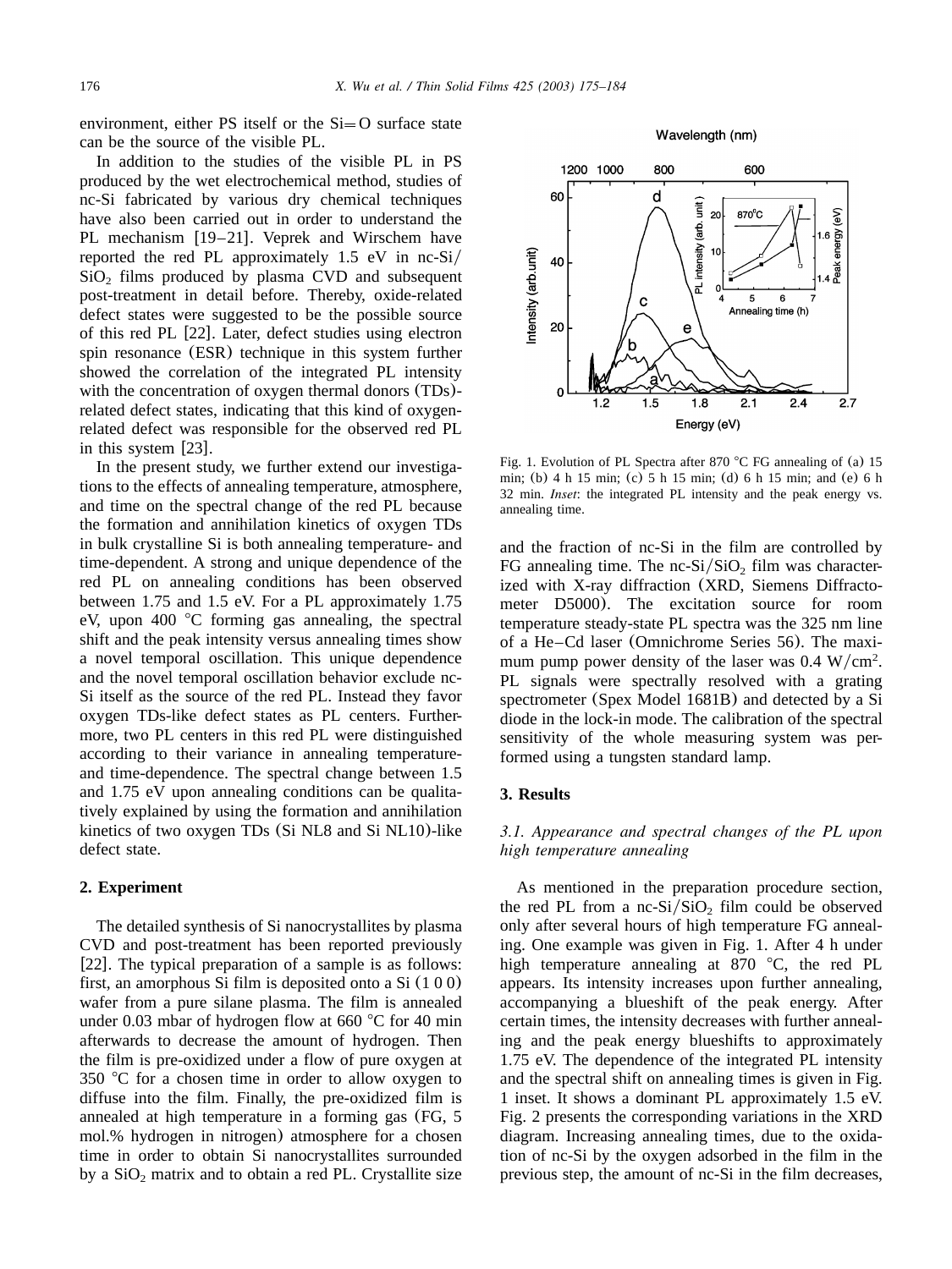environment, either PS itself or the Si=O surface state can be the source of the visible PL.

In addition to the studies of the visible PL in PS produced by the wet electrochemical method, studies of nc-Si fabricated by various dry chemical techniques have also been carried out in order to understand the PL mechanism [19–21]. Veprek and Wirschem have reported the red PL approximately 1.5 eV in nc-Si/$SiO_2$ films produced by plasma CVD and subsequent post-treatment in detail before. Thereby, oxide-related defect states were suggested to be the possible source of this red PL [22]. Later, defect studies using electron spin resonance (ESR) technique in this system further showed the correlation of the integrated PL intensity with the concentration of oxygen thermal donors (TDs)-related defect states, indicating that this kind of oxygen-related defect was responsible for the observed red PL in this system [23].

In the present study, we further extend our investigations to the effects of annealing temperature, atmosphere, and time on the spectral change of the red PL because the formation and annihilation kinetics of oxygen TDs in bulk crystalline Si is both annealing temperature- and time-dependent. A strong and unique dependence of the red PL on annealing conditions has been observed between 1.75 and 1.5 eV. For a PL approximately 1.75 eV, upon 400 °C forming gas annealing, the spectral shift and the peak intensity versus annealing times show a novel temporal oscillation. This unique dependence and the novel temporal oscillation behavior exclude nc-Si itself as the source of the red PL. Instead they favor oxygen TDs-like defect states as PL centers. Furthermore, two PL centers in this red PL were distinguished according to their variance in annealing temperature- and time-dependence. The spectral change between 1.5 and 1.75 eV upon annealing conditions can be qualitatively explained by using the formation and annihilation kinetics of two oxygen TDs (Si NL8 and Si NL10)-like defect state.

## 2. Experiment

The detailed synthesis of Si nanocrystallites by plasma CVD and post-treatment has been reported previously [22]. The typical preparation of a sample is as follows: first, an amorphous Si film is deposited onto a Si (1 0 0) wafer from a pure silane plasma. The film is annealed under 0.03 mbar of hydrogen flow at 660 °C for 40 min afterwards to decrease the amount of hydrogen. Then the film is pre-oxidized under a flow of pure oxygen at 350 °C for a chosen time in order to allow oxygen to diffuse into the film. Finally, the pre-oxidized film is annealed at high temperature in a forming gas (FG, 5 mol.% hydrogen in nitrogen) atmosphere for a chosen time in order to obtain Si nanocrystallites surrounded by a $SiO_2$ matrix and to obtain a red PL. Crystallite size and the fraction of nc-Si in the film are controlled by FG annealing time. The nc-Si/$SiO_2$ film was characterized with X-ray diffraction (XRD, Siemens Diffractometer D5000). The excitation source for room temperature steady-state PL spectra was the 325 nm line of a He–Cd laser (Omnichrome Series 56). The maximum pump power density of the laser was 0.4 W/cm$^2$. PL signals were spectrally resolved with a grating spectrometer (Spex Model 1681B) and detected by a Si diode in the lock-in mode. The calibration of the spectral sensitivity of the whole measuring system was performed using a tungsten standard lamp.

Fig. 1. Evolution of PL Spectra after 870 °C FG annealing of (a) 15 min; (b) 4 h 15 min; (c) 5 h 15 min; (d) 6 h 15 min; and (e) 6 h 32 min. *Inset*: the integrated PL intensity and the peak energy vs. annealing time.

## 3. Results

### 3.1. Appearance and spectral changes of the PL upon high temperature annealing

As mentioned in the preparation procedure section, the red PL from a nc-Si/$SiO_2$ film could be observed only after several hours of high temperature FG annealing. One example was given in Fig. 1. After 4 h under high temperature annealing at 870 °C, the red PL appears. Its intensity increases upon further annealing, accompanying a blueshift of the peak energy. After certain times, the intensity decreases with further annealing and the peak energy blueshifts to approximately 1.75 eV. The dependence of the integrated PL intensity and the spectral shift on annealing times is given in Fig. 1 inset. It shows a dominant PL approximately 1.5 eV. Fig. 2 presents the corresponding variations in the XRD diagram. Increasing annealing times, due to the oxidation of nc-Si by the oxygen adsorbed in the film in the previous step, the amount of nc-Si in the film decreases,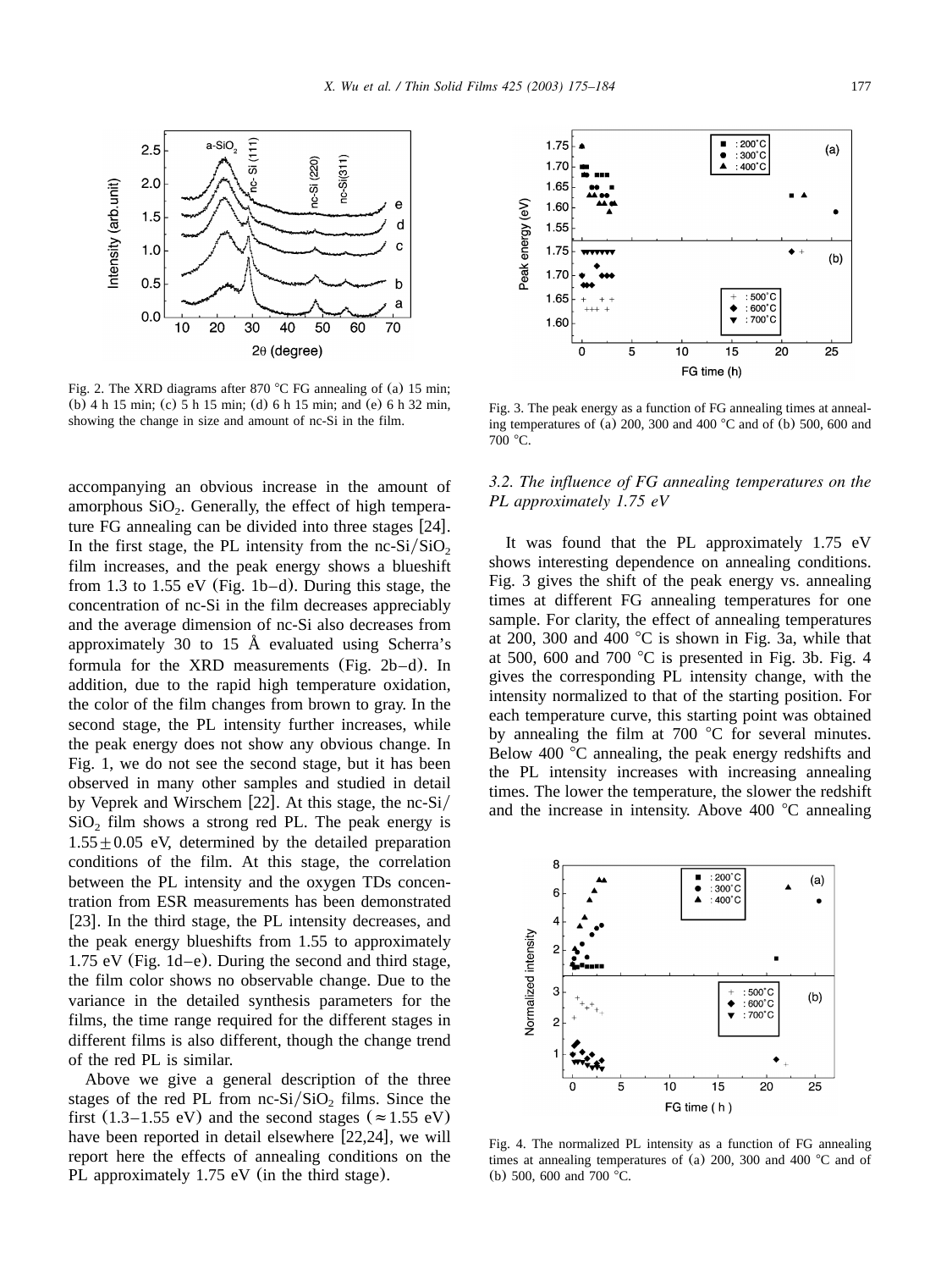Fig. 2. The XRD diagrams after 870 °C FG annealing of (a) 15 min; (b) 4 h 15 min; (c) 5 h 15 min; (d) 6 h 15 min; and (e) 6 h 32 min, showing the change in size and amount of nc-Si in the film.

accompanying an obvious increase in the amount of amorphous $SiO_2$. Generally, the effect of high temperature FG annealing can be divided into three stages [24]. In the first stage, the PL intensity from the nc-Si/$SiO_2$ film increases, and the peak energy shows a blueshift from 1.3 to 1.55 eV (Fig. 1b–d). During this stage, the concentration of nc-Si in the film decreases appreciably and the average dimension of nc-Si also decreases from approximately 30 to 15 Å evaluated using Scherra's formula for the XRD measurements (Fig. 2b–d). In addition, due to the rapid high temperature oxidation, the color of the film changes from brown to gray. In the second stage, the PL intensity further increases, while the peak energy does not show any obvious change. In Fig. 1, we do not see the second stage, but it has been observed in many other samples and studied in detail by Veprek and Wirschem [22]. At this stage, the nc-Si/$SiO_2$ film shows a strong red PL. The peak energy is $1.55 \pm 0.05$ eV, determined by the detailed preparation conditions of the film. At this stage, the correlation between the PL intensity and the oxygen TDs concentration from ESR measurements has been demonstrated [23]. In the third stage, the PL intensity decreases, and the peak energy blueshifts from 1.55 to approximately 1.75 eV (Fig. 1d–e). During the second and third stage, the film color shows no observable change. Due to the variance in the detailed synthesis parameters for the films, the time range required for the different stages in different films is also different, though the change trend of the red PL is similar.

Above we give a general description of the three stages of the red PL from nc-Si/$SiO_2$ films. Since the first (1.3–1.55 eV) and the second stages ($\approx$1.55 eV) have been reported in detail elsewhere [22,24], we will report here the effects of annealing conditions on the PL approximately 1.75 eV (in the third stage).

Fig. 3. The peak energy as a function of FG annealing times at annealing temperatures of (a) 200, 300 and 400 °C and of (b) 500, 600 and 700 °C.

### *3.2. The influence of FG annealing temperatures on the PL approximately 1.75 eV*

It was found that the PL approximately 1.75 eV shows interesting dependence on annealing conditions. Fig. 3 gives the shift of the peak energy vs. annealing times at different FG annealing temperatures for one sample. For clarity, the effect of annealing temperatures at 200, 300 and 400 °C is shown in Fig. 3a, while that at 500, 600 and 700 °C is presented in Fig. 3b. Fig. 4 gives the corresponding PL intensity change, with the intensity normalized to that of the starting position. For each temperature curve, this starting point was obtained by annealing the film at 700 °C for several minutes. Below 400 °C annealing, the peak energy redshifts and the PL intensity increases with increasing annealing times. The lower the temperature, the slower the redshift and the increase in intensity. Above 400 °C annealing

Fig. 4. The normalized PL intensity as a function of FG annealing times at annealing temperatures of (a) 200, 300 and 400 °C and of (b) 500, 600 and 700 °C.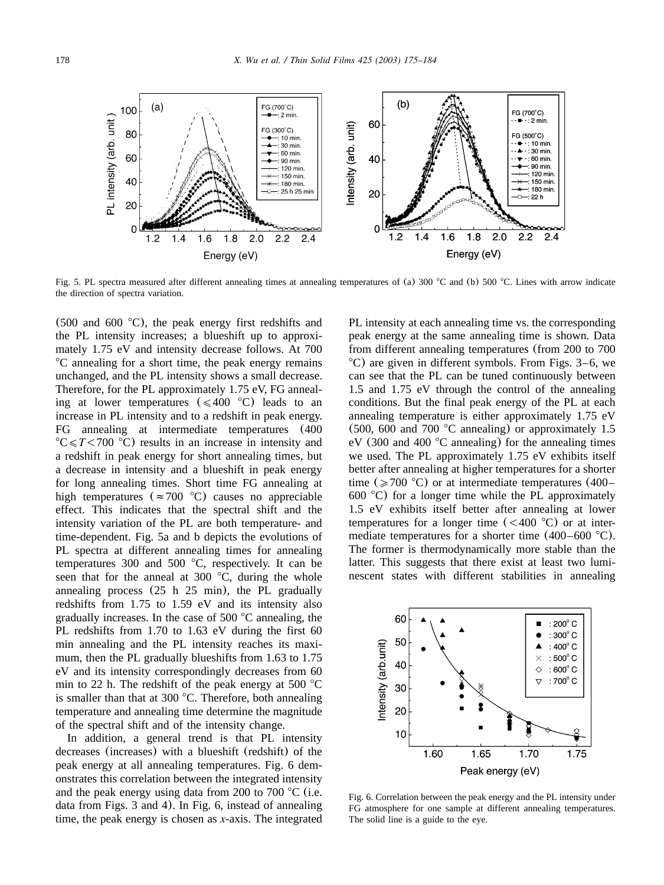Fig. 5. PL spectra measured after different annealing times at annealing temperatures of (a) 300 °C and (b) 500 °C. Lines with arrow indicate the direction of spectra variation.

(500 and 600 °C), the peak energy first redshifts and the PL intensity increases; a blueshift up to approximately 1.75 eV and intensity decrease follows. At 700 °C annealing for a short time, the peak energy remains unchanged, and the PL intensity shows a small decrease. Therefore, for the PL approximately 1.75 eV, FG annealing at lower temperatures (⩽400 °C) leads to an increase in PL intensity and to a redshift in peak energy. FG annealing at intermediate temperatures (400 °C⩽$T$<700 °C) results in an increase in intensity and a redshift in peak energy for short annealing times, but a decrease in intensity and a blueshift in peak energy for long annealing times. Short time FG annealing at high temperatures (≈700 °C) causes no appreciable effect. This indicates that the spectral shift and the intensity variation of the PL are both temperature- and time-dependent. Fig. 5a and b depicts the evolutions of PL spectra at different annealing times for annealing temperatures 300 and 500 °C, respectively. It can be seen that for the anneal at 300 °C, during the whole annealing process (25 h 25 min), the PL gradually redshifts from 1.75 to 1.59 eV and its intensity also gradually increases. In the case of 500 °C annealing, the PL redshifts from 1.70 to 1.63 eV during the first 60 min annealing and the PL intensity reaches its maximum, then the PL gradually blueshifts from 1.63 to 1.75 eV and its intensity correspondingly decreases from 60 min to 22 h. The redshift of the peak energy at 500 °C is smaller than that at 300 °C. Therefore, both annealing temperature and annealing time determine the magnitude of the spectral shift and of the intensity change.

In addition, a general trend is that PL intensity decreases (increases) with a blueshift (redshift) of the peak energy at all annealing temperatures. Fig. 6 demonstrates this correlation between the integrated intensity and the peak energy using data from 200 to 700 °C (i.e. data from Figs. 3 and 4). In Fig. 6, instead of annealing time, the peak energy is chosen as $x$-axis. The integrated PL intensity at each annealing time vs. the corresponding peak energy at the same annealing time is shown. Data from different annealing temperatures (from 200 to 700 °C) are given in different symbols. From Figs. 3–6, we can see that the PL can be tuned continuously between 1.5 and 1.75 eV through the control of the annealing conditions. But the final peak energy of the PL at each annealing temperature is either approximately 1.75 eV (500, 600 and 700 °C annealing) or approximately 1.5 eV (300 and 400 °C annealing) for the annealing times we used. The PL approximately 1.75 eV exhibits itself better after annealing at higher temperatures for a shorter time (⩾700 °C) or at intermediate temperatures (400–600 °C) for a longer time while the PL approximately 1.5 eV exhibits itself better after annealing at lower temperatures for a longer time (<400 °C) or at intermediate temperatures for a shorter time (400–600 °C). The former is thermodynamically more stable than the latter. This suggests that there exist at least two luminescent states with different stabilities in annealing

Fig. 6. Correlation between the peak energy and the PL intensity under FG atmosphere for one sample at different annealing temperatures. The solid line is a guide to the eye.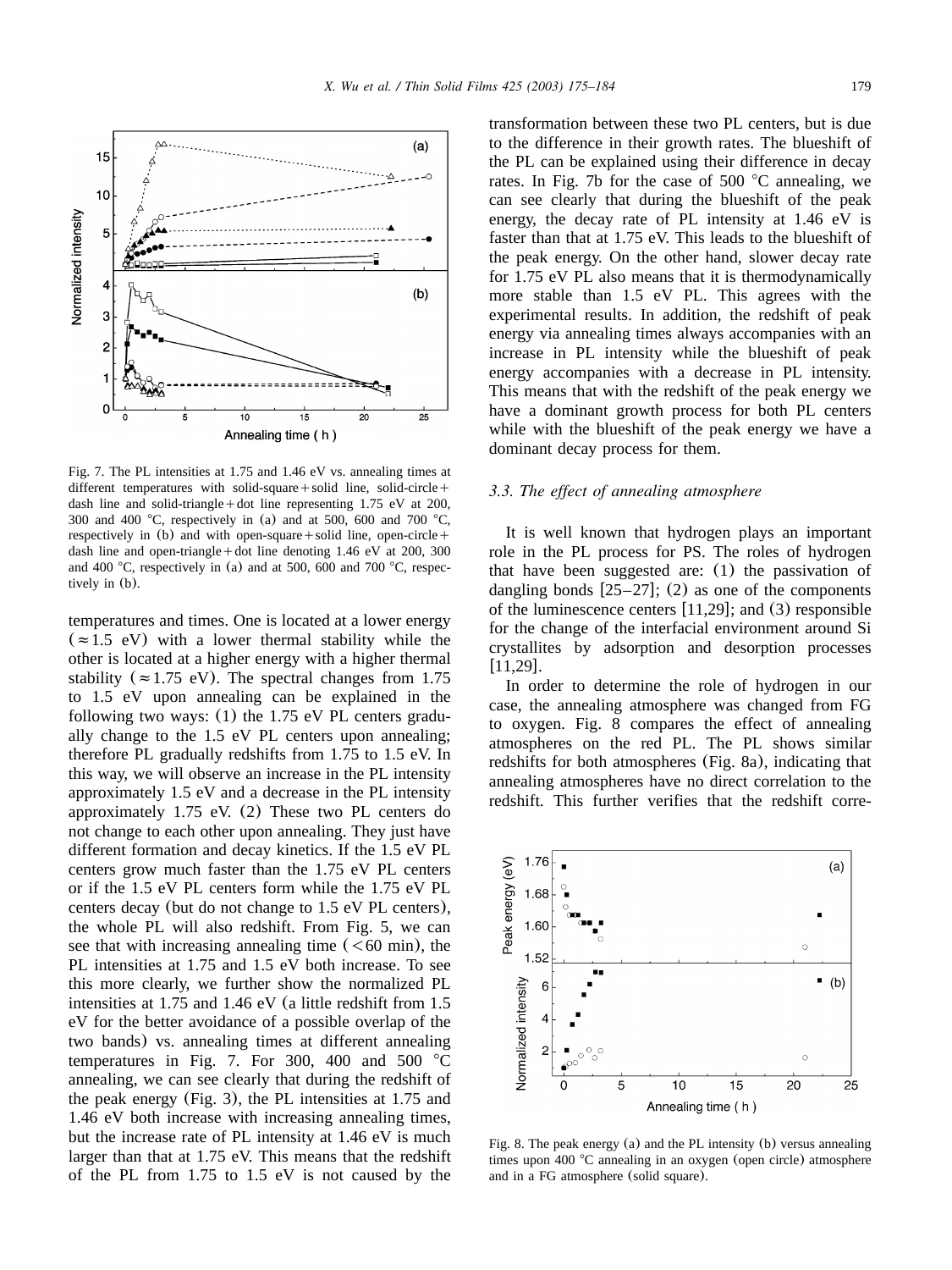Fig. 7. The PL intensities at 1.75 and 1.46 eV vs. annealing times at different temperatures with solid-square+solid line, solid-circle+dash line and solid-triangle+dot line representing 1.75 eV at 200, 300 and 400 °C, respectively in (a) and at 500, 600 and 700 °C, respectively in (b) and with open-square+solid line, open-circle+dash line and open-triangle+dot line denoting 1.46 eV at 200, 300 and 400 °C, respectively in (a) and at 500, 600 and 700 °C, respectively in (b).

temperatures and times. One is located at a lower energy (≈1.5 eV) with a lower thermal stability while the other is located at a higher energy with a higher thermal stability (≈1.75 eV). The spectral changes from 1.75 to 1.5 eV upon annealing can be explained in the following two ways: (1) the 1.75 eV PL centers gradually change to the 1.5 eV PL centers upon annealing; therefore PL gradually redshifts from 1.75 to 1.5 eV. In this way, we will observe an increase in the PL intensity approximately 1.5 eV and a decrease in the PL intensity approximately 1.75 eV. (2) These two PL centers do not change to each other upon annealing. They just have different formation and decay kinetics. If the 1.5 eV PL centers grow much faster than the 1.75 eV PL centers or if the 1.5 eV PL centers form while the 1.75 eV PL centers decay (but do not change to 1.5 eV PL centers), the whole PL will also redshift. From Fig. 5, we can see that with increasing annealing time (<60 min), the PL intensities at 1.75 and 1.5 eV both increase. To see this more clearly, we further show the normalized PL intensities at 1.75 and 1.46 eV (a little redshift from 1.5 eV for the better avoidance of a possible overlap of the two bands) vs. annealing times at different annealing temperatures in Fig. 7. For 300, 400 and 500 °C annealing, we can see clearly that during the redshift of the peak energy (Fig. 3), the PL intensities at 1.75 and 1.46 eV both increase with increasing annealing times, but the increase rate of PL intensity at 1.46 eV is much larger than that at 1.75 eV. This means that the redshift of the PL from 1.75 to 1.5 eV is not caused by the transformation between these two PL centers, but is due to the difference in their growth rates. The blueshift of the PL can be explained using their difference in decay rates. In Fig. 7b for the case of 500 °C annealing, we can see clearly that during the blueshift of the peak energy, the decay rate of PL intensity at 1.46 eV is faster than that at 1.75 eV. This leads to the blueshift of the peak energy. On the other hand, slower decay rate for 1.75 eV PL also means that it is thermodynamically more stable than 1.5 eV PL. This agrees with the experimental results. In addition, the redshift of peak energy via annealing times always accompanies with an increase in PL intensity while the blueshift of peak energy accompanies with a decrease in PL intensity. This means that with the redshift of the peak energy we have a dominant growth process for both PL centers while with the blueshift of the peak energy we have a dominant decay process for them.

### 3.3. The effect of annealing atmosphere

It is well known that hydrogen plays an important role in the PL process for PS. The roles of hydrogen that have been suggested are: (1) the passivation of dangling bonds [25–27]; (2) as one of the components of the luminescence centers [11,29]; and (3) responsible for the change of the interfacial environment around Si crystallites by adsorption and desorption processes [11,29].

In order to determine the role of hydrogen in our case, the annealing atmosphere was changed from FG to oxygen. Fig. 8 compares the effect of annealing atmospheres on the red PL. The PL shows similar redshifts for both atmospheres (Fig. 8a), indicating that annealing atmospheres have no direct correlation to the redshift. This further verifies that the redshift corre-

Fig. 8. The peak energy (a) and the PL intensity (b) versus annealing times upon 400 °C annealing in an oxygen (open circle) atmosphere and in a FG atmosphere (solid square).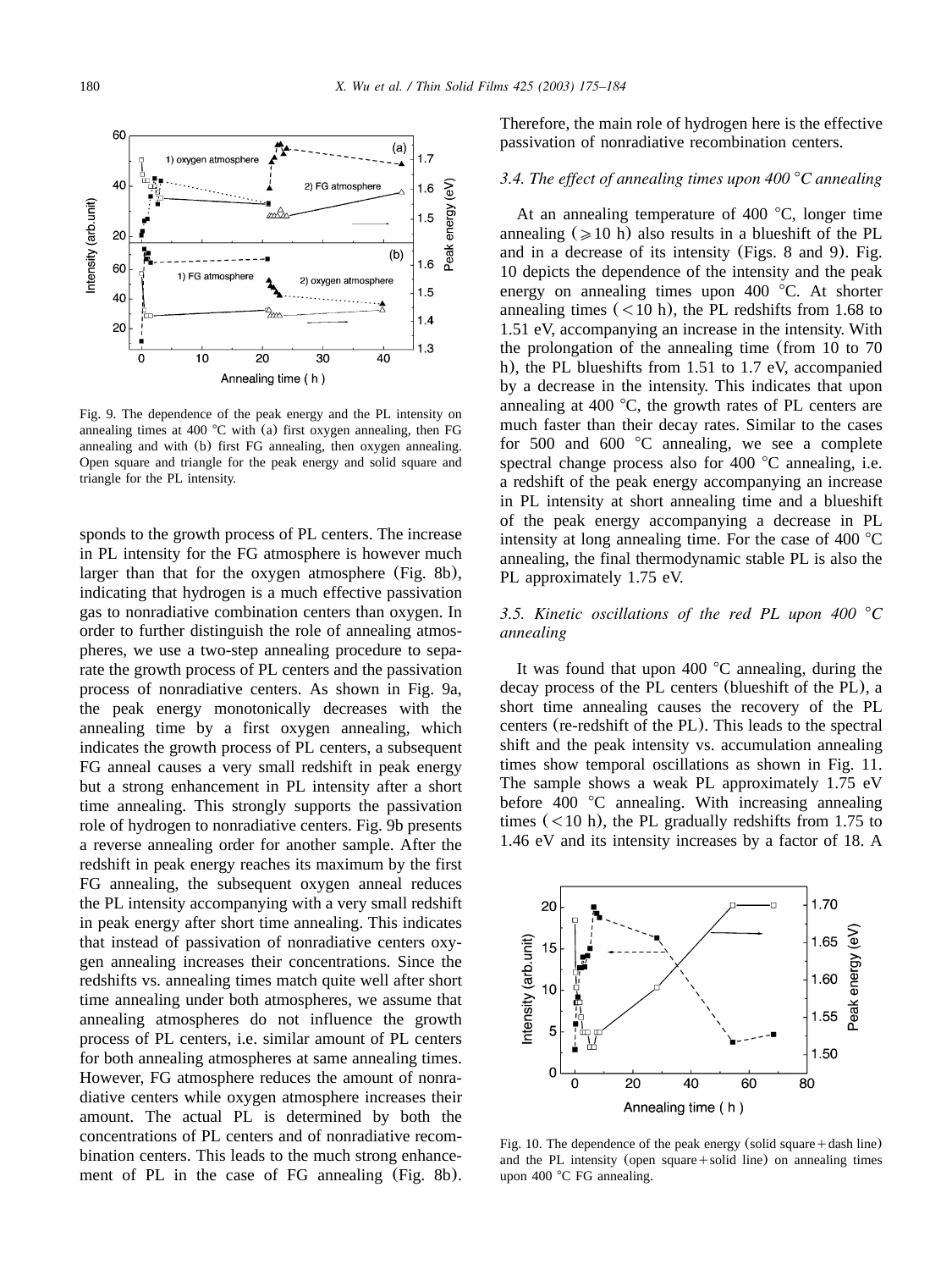60

1) oxygen atmosphere

(a)

1.7

40

2) FG atmosphere

1.6

1.5

20

(b)

60

1) FG atmosphere

1.6

2) oxygen atmosphere

40

1.5

20

1.4

1.3

0 10 20 30 40

Annealing time ( h )

Intensity (arb.unit)

Peak energy (eV)

Fig. 9. The dependence of the peak energy and the PL intensity on annealing times at 400 °C with (a) first oxygen annealing, then FG annealing and with (b) first FG annealing, then oxygen annealing. Open square and triangle for the peak energy and solid square and triangle for the PL intensity.

sponds to the growth process of PL centers. The increase in PL intensity for the FG atmosphere is however much larger than that for the oxygen atmosphere (Fig. 8b), indicating that hydrogen is a much effective passivation gas to nonradiative combination centers than oxygen. In order to further distinguish the role of annealing atmospheres, we use a two-step annealing procedure to separate the growth process of PL centers and the passivation process of nonradiative centers. As shown in Fig. 9a, the peak energy monotonically decreases with the annealing time by a first oxygen annealing, which indicates the growth process of PL centers, a subsequent FG anneal causes a very small redshift in peak energy but a strong enhancement in PL intensity after a short time annealing. This strongly supports the passivation role of hydrogen to nonradiative centers. Fig. 9b presents a reverse annealing order for another sample. After the redshift in peak energy reaches its maximum by the first FG annealing, the subsequent oxygen anneal reduces the PL intensity accompanying with a very small redshift in peak energy after short time annealing. This indicates that instead of passivation of nonradiative centers oxygen annealing increases their concentrations. Since the redshifts vs. annealing times match quite well after short time annealing under both atmospheres, we assume that annealing atmospheres do not influence the growth process of PL centers, i.e. similar amount of PL centers for both annealing atmospheres at same annealing times. However, FG atmosphere reduces the amount of nonradiative centers while oxygen atmosphere increases their amount. The actual PL is determined by both the concentrations of PL centers and of nonradiative recombination centers. This leads to the much strong enhancement of PL in the case of FG annealing (Fig. 8b). Therefore, the main role of hydrogen here is the effective passivation of nonradiative recombination centers.

### *3.4. The effect of annealing times upon 400 °C annealing*

At an annealing temperature of 400 °C, longer time annealing ($\geqslant$10 h) also results in a blueshift of the PL and in a decrease of its intensity (Figs. 8 and 9). Fig. 10 depicts the dependence of the intensity and the peak energy on annealing times upon 400 °C. At shorter annealing times ($<$10 h), the PL redshifts from 1.68 to 1.51 eV, accompanying an increase in the intensity. With the prolongation of the annealing time (from 10 to 70 h), the PL blueshifts from 1.51 to 1.7 eV, accompanied by a decrease in the intensity. This indicates that upon annealing at 400 °C, the growth rates of PL centers are much faster than their decay rates. Similar to the cases for 500 and 600 °C annealing, we see a complete spectral change process also for 400 °C annealing, i.e. a redshift of the peak energy accompanying an increase in PL intensity at short annealing time and a blueshift of the peak energy accompanying a decrease in PL intensity at long annealing time. For the case of 400 °C annealing, the final thermodynamic stable PL is also the PL approximately 1.75 eV.

### *3.5. Kinetic oscillations of the red PL upon 400 °C annealing*

It was found that upon 400 °C annealing, during the decay process of the PL centers (blueshift of the PL), a short time annealing causes the recovery of the PL centers (re-redshift of the PL). This leads to the spectral shift and the peak intensity vs. accumulation annealing times show temporal oscillations as shown in Fig. 11. The sample shows a weak PL approximately 1.75 eV before 400 °C annealing. With increasing annealing times ($<$10 h), the PL gradually redshifts from 1.75 to 1.46 eV and its intensity increases by a factor of 18. A

20

15

10

5

0

1.70

1.65

1.60

1.55

1.50

0 20 40 60 80

Annealing time ( h )

Intensity (arb.unit)

Peak energy (eV)

Fig. 10. The dependence of the peak energy (solid square + dash line) and the PL intensity (open square + solid line) on annealing times upon 400 °C FG annealing.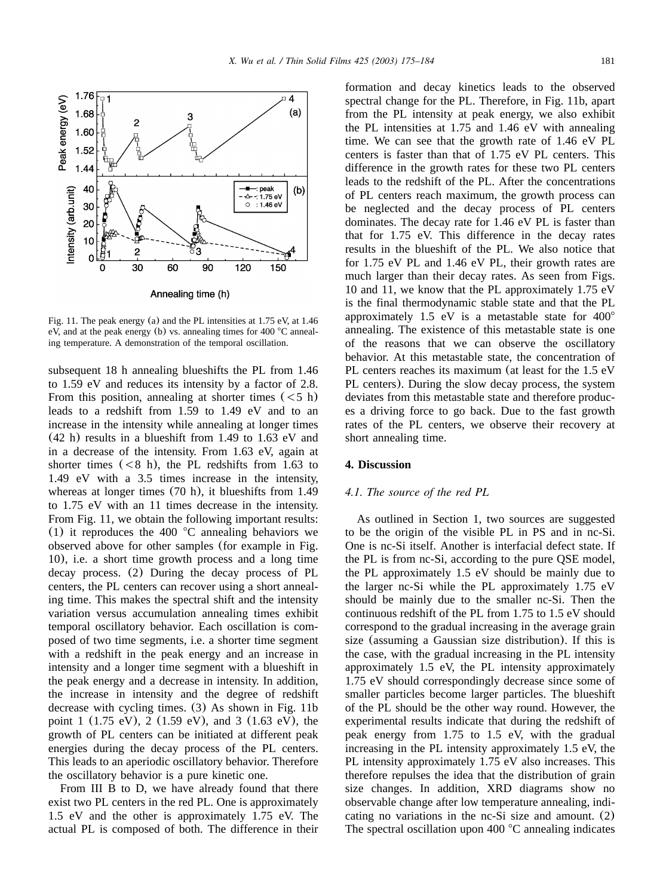Fig. 11. The peak energy (a) and the PL intensities at 1.75 eV, at 1.46 eV, and at the peak energy (b) vs. annealing times for 400 °C annealing temperature. A demonstration of the temporal oscillation.

subsequent 18 h annealing blueshifts the PL from 1.46 to 1.59 eV and reduces its intensity by a factor of 2.8. From this position, annealing at shorter times ($<5$ h) leads to a redshift from 1.59 to 1.49 eV and to an increase in the intensity while annealing at longer times (42 h) results in a blueshift from 1.49 to 1.63 eV and in a decrease of the intensity. From 1.63 eV, again at shorter times ($<8$ h), the PL redshifts from 1.63 to 1.49 eV with a 3.5 times increase in the intensity, whereas at longer times (70 h), it blueshifts from 1.49 to 1.75 eV with an 11 times decrease in the intensity. From Fig. 11, we obtain the following important results: (1) it reproduces the 400 °C annealing behaviors we observed above for other samples (for example in Fig. 10), i.e. a short time growth process and a long time decay process. (2) During the decay process of PL centers, the PL centers can recover using a short annealing time. This makes the spectral shift and the intensity variation versus accumulation annealing times exhibit temporal oscillatory behavior. Each oscillation is composed of two time segments, i.e. a shorter time segment with a redshift in the peak energy and an increase in intensity and a longer time segment with a blueshift in the peak energy and a decrease in intensity. In addition, the increase in intensity and the degree of redshift decrease with cycling times. (3) As shown in Fig. 11b point 1 (1.75 eV), 2 (1.59 eV), and 3 (1.63 eV), the growth of PL centers can be initiated at different peak energies during the decay process of the PL centers. This leads to an aperiodic oscillatory behavior. Therefore the oscillatory behavior is a pure kinetic one.

From III B to D, we have already found that there exist two PL centers in the red PL. One is approximately 1.5 eV and the other is approximately 1.75 eV. The actual PL is composed of both. The difference in their formation and decay kinetics leads to the observed spectral change for the PL. Therefore, in Fig. 11b, apart from the PL intensity at peak energy, we also exhibit the PL intensities at 1.75 and 1.46 eV with annealing time. We can see that the growth rate of 1.46 eV PL centers is faster than that of 1.75 eV PL centers. This difference in the growth rates for these two PL centers leads to the redshift of the PL. After the concentrations of PL centers reach maximum, the growth process can be neglected and the decay process of PL centers dominates. The decay rate for 1.46 eV PL is faster than that for 1.75 eV. This difference in the decay rates results in the blueshift of the PL. We also notice that for 1.75 eV PL and 1.46 eV PL, their growth rates are much larger than their decay rates. As seen from Figs. 10 and 11, we know that the PL approximately 1.75 eV is the final thermodynamic stable state and that the PL approximately 1.5 eV is a metastable state for 400° annealing. The existence of this metastable state is one of the reasons that we can observe the oscillatory behavior. At this metastable state, the concentration of PL centers reaches its maximum (at least for the 1.5 eV PL centers). During the slow decay process, the system deviates from this metastable state and therefore produces a driving force to go back. Due to the fast growth rates of the PL centers, we observe their recovery at short annealing time.

## 4. Discussion

### *4.1. The source of the red PL*

As outlined in Section 1, two sources are suggested to be the origin of the visible PL in PS and in nc-Si. One is nc-Si itself. Another is interfacial defect state. If the PL is from nc-Si, according to the pure QSE model, the PL approximately 1.5 eV should be mainly due to the larger nc-Si while the PL approximately 1.75 eV should be mainly due to the smaller nc-Si. Then the continuous redshift of the PL from 1.75 to 1.5 eV should correspond to the gradual increasing in the average grain size (assuming a Gaussian size distribution). If this is the case, with the gradual increasing in the PL intensity approximately 1.5 eV, the PL intensity approximately 1.75 eV should correspondingly decrease since some of smaller particles become larger particles. The blueshift of the PL should be the other way round. However, the experimental results indicate that during the redshift of peak energy from 1.75 to 1.5 eV, with the gradual increasing in the PL intensity approximately 1.5 eV, the PL intensity approximately 1.75 eV also increases. This therefore repulses the idea that the distribution of grain size changes. In addition, XRD diagrams show no observable change after low temperature annealing, indicating no variations in the nc-Si size and amount. (2) The spectral oscillation upon 400 °C annealing indicates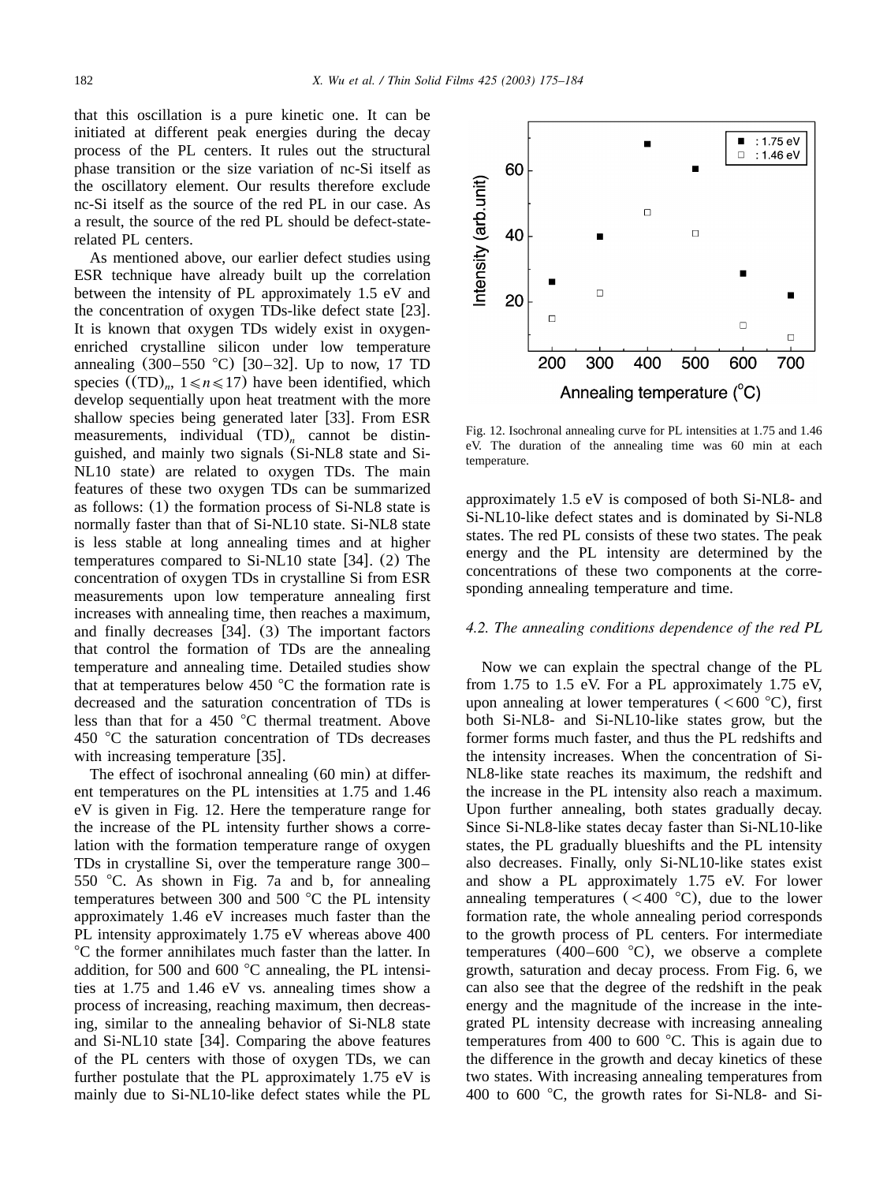that this oscillation is a pure kinetic one. It can be initiated at different peak energies during the decay process of the PL centers. It rules out the structural phase transition or the size variation of nc-Si itself as the oscillatory element. Our results therefore exclude nc-Si itself as the source of the red PL in our case. As a result, the source of the red PL should be defect-state-related PL centers.

As mentioned above, our earlier defect studies using ESR technique have already built up the correlation between the intensity of PL approximately 1.5 eV and the concentration of oxygen TDs-like defect state [23]. It is known that oxygen TDs widely exist in oxygen-enriched crystalline silicon under low temperature annealing (300–550 °C) [30–32]. Up to now, 17 TD species ($(\mathrm{TD})_n$, $1 \leqslant n \leqslant 17$) have been identified, which develop sequentially upon heat treatment with the more shallow species being generated later [33]. From ESR measurements, individual $(\mathrm{TD})_n$ cannot be distinguished, and mainly two signals (Si-NL8 state and Si-NL10 state) are related to oxygen TDs. The main features of these two oxygen TDs can be summarized as follows: (1) the formation process of Si-NL8 state is normally faster than that of Si-NL10 state. Si-NL8 state is less stable at long annealing times and at higher temperatures compared to Si-NL10 state [34]. (2) The concentration of oxygen TDs in crystalline Si from ESR measurements upon low temperature annealing first increases with annealing time, then reaches a maximum, and finally decreases [34]. (3) The important factors that control the formation of TDs are the annealing temperature and annealing time. Detailed studies show that at temperatures below 450 °C the formation rate is decreased and the saturation concentration of TDs is less than that for a 450 °C thermal treatment. Above 450 °C the saturation concentration of TDs decreases with increasing temperature [35].

The effect of isochronal annealing (60 min) at different annealing temperatures on the PL intensities at 1.75 and 1.46 eV is given in Fig. 12. Here the temperature range for the increase of the PL intensity further shows a correlation with the formation temperature range of oxygen TDs in crystalline Si, over the temperature range 300–550 °C. As shown in Fig. 7a and b, for annealing temperatures between 300 and 500 °C the PL intensity approximately 1.46 eV increases much faster than the PL intensity approximately 1.75 eV whereas above 400 °C the former annihilates much faster than the latter. In addition, for 500 and 600 °C annealing, the PL intensities at 1.75 and 1.46 eV vs. annealing times show a process of increasing, reaching maximum, then decreasing, similar to the annealing behavior of Si-NL8 state and Si-NL10 state [34]. Comparing the above features of the PL centers with those of oxygen TDs, we can further postulate that the PL approximately 1.75 eV is mainly due to Si-NL10-like defect states while the PL approximately 1.5 eV is composed of both Si-NL8- and Si-NL10-like defect states and is dominated by Si-NL8 states. The red PL consists of these two states. The peak energy and the PL intensity are determined by the concentrations of these two components at the corresponding annealing temperature and time.

Fig. 12. Isochronal annealing curve for PL intensities at 1.75 and 1.46 eV. The duration of the annealing time was 60 min at each temperature.

### 4.2. The annealing conditions dependence of the red PL

Now we can explain the spectral change of the PL from 1.75 to 1.5 eV. For a PL approximately 1.75 eV, upon annealing at lower temperatures (<600 °C), first both Si-NL8- and Si-NL10-like states grow, but the former forms much faster, and thus the PL redshifts and the intensity increases. When the concentration of Si-NL8-like state reaches its maximum, the redshift and the increase in the PL intensity also reach a maximum. Upon further annealing, both states gradually decay. Since Si-NL8-like states decay faster than Si-NL10-like states, the PL gradually blueshifts and the PL intensity also decreases. Finally, only Si-NL10-like states exist and show a PL approximately 1.75 eV. For lower annealing temperatures (<400 °C), due to the lower formation rate, the whole annealing period corresponds to the growth process of PL centers. For intermediate temperatures (400–600 °C), we observe a complete growth, saturation and decay process. From Fig. 6, we can also see that the degree of the redshift in the peak energy and the magnitude of the increase in the integrated PL intensity decrease with increasing annealing temperatures from 400 to 600 °C. This is again due to the difference in the growth and decay kinetics of these two states. With increasing annealing temperatures from 400 to 600 °C, the growth rates for Si-NL8- and Si-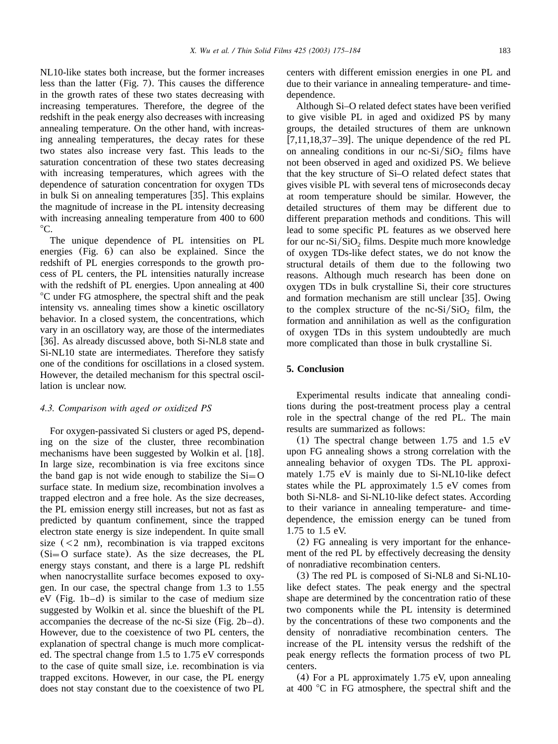NL10-like states both increase, but the former increases less than the latter (Fig. 7). This causes the difference in the growth rates of these two states decreasing with increasing temperatures. Therefore, the degree of the redshift in the peak energy also decreases with increasing annealing temperature. On the other hand, with increasing annealing temperatures, the decay rates for these two states also increase very fast. This leads to the saturation concentration of these two states decreasing with increasing temperatures, which agrees with the dependence of saturation concentration for oxygen TDs in bulk Si on annealing temperatures [35]. This explains the magnitude of increase in the PL intensity decreasing with increasing annealing temperature from 400 to 600 °C.

The unique dependence of PL intensities on PL energies (Fig. 6) can also be explained. Since the redshift of PL energies corresponds to the growth process of PL centers, the PL intensities naturally increase with the redshift of PL energies. Upon annealing at 400 °C under FG atmosphere, the spectral shift and the peak intensity vs. annealing times show a kinetic oscillatory behavior. In a closed system, the concentrations, which vary in an oscillatory way, are those of the intermediates [36]. As already discussed above, both Si-NL8 state and Si-NL10 state are intermediates. Therefore they satisfy one of the conditions for oscillations in a closed system. However, the detailed mechanism for this spectral oscillation is unclear now.

### *4.3. Comparison with aged or oxidized PS*

For oxygen-passivated Si clusters or aged PS, depending on the size of the cluster, three recombination mechanisms have been suggested by Wolkin et al. [18]. In large size, recombination is via free excitons since the band gap is not wide enough to stabilize the Si=O surface state. In medium size, recombination involves a trapped electron and a free hole. As the size decreases, the PL emission energy still increases, but not as fast as predicted by quantum confinement, since the trapped electron state energy is size independent. In quite small size (<2 nm), recombination is via trapped excitons (Si=O surface state). As the size decreases, the PL energy stays constant, and there is a large PL redshift when nanocrystallite surface becomes exposed to oxygen. In our case, the spectral change from 1.3 to 1.55 eV (Fig. 1b–d) is similar to the case of medium size suggested by Wolkin et al. since the blueshift of the PL accompanies the decrease of the nc-Si size (Fig. 2b–d). However, due to the coexistence of two PL centers, the explanation of spectral change is much more complicated. The spectral change from 1.5 to 1.75 eV corresponds to the case of quite small size, i.e. recombination is via trapped excitons. However, in our case, the PL energy does not stay constant due to the coexistence of two PL centers with different emission energies in one PL and due to their variance in annealing temperature- and time-dependence.

Although Si–O related defect states have been verified to give visible PL in aged and oxidized PS by many groups, the detailed structures of them are unknown [7,11,18,37–39]. The unique dependence of the red PL on annealing conditions in our nc-Si/$SiO_2$ films have not been observed in aged and oxidized PS. We believe that the key structure of Si–O related defect states that gives visible PL with several tens of microseconds decay at room temperature should be similar. However, the detailed structures of them may be different due to different preparation methods and conditions. This will lead to some specific PL features as we observed here for our nc-Si/$SiO_2$ films. Despite much more knowledge of oxygen TDs-like defect states, we do not know the structural details of them due to the following two reasons. Although much research has been done on oxygen TDs in bulk crystalline Si, their core structures and formation mechanism are still unclear [35]. Owing to the complex structure of the nc-Si/$SiO_2$ film, the formation and annihilation as well as the configuration of oxygen TDs in this system undoubtedly are much more complicated than those in bulk crystalline Si.

## 5. Conclusion

Experimental results indicate that annealing conditions during the post-treatment process play a central role in the spectral change of the red PL. The main results are summarized as follows:

(1) The spectral change between 1.75 and 1.5 eV upon FG annealing shows a strong correlation with the annealing behavior of oxygen TDs. The PL approximately 1.75 eV is mainly due to Si-NL10-like defect states while the PL approximately 1.5 eV comes from both Si-NL8- and Si-NL10-like defect states. According to their variance in annealing temperature- and time-dependence, the emission energy can be tuned from 1.75 to 1.5 eV.

(2) FG annealing is very important for the enhancement of the red PL by effectively decreasing the density of nonradiative recombination centers.

(3) The red PL is composed of Si-NL8 and Si-NL10-like defect states. The peak energy and the spectral shape are determined by the concentration ratio of these two components while the PL intensity is determined by the concentrations of these two components and the density of nonradiative recombination centers. The increase of the PL intensity versus the redshift of the peak energy reflects the formation process of two PL centers.

(4) For a PL approximately 1.75 eV, upon annealing at 400 °C in FG atmosphere, the spectral shift and the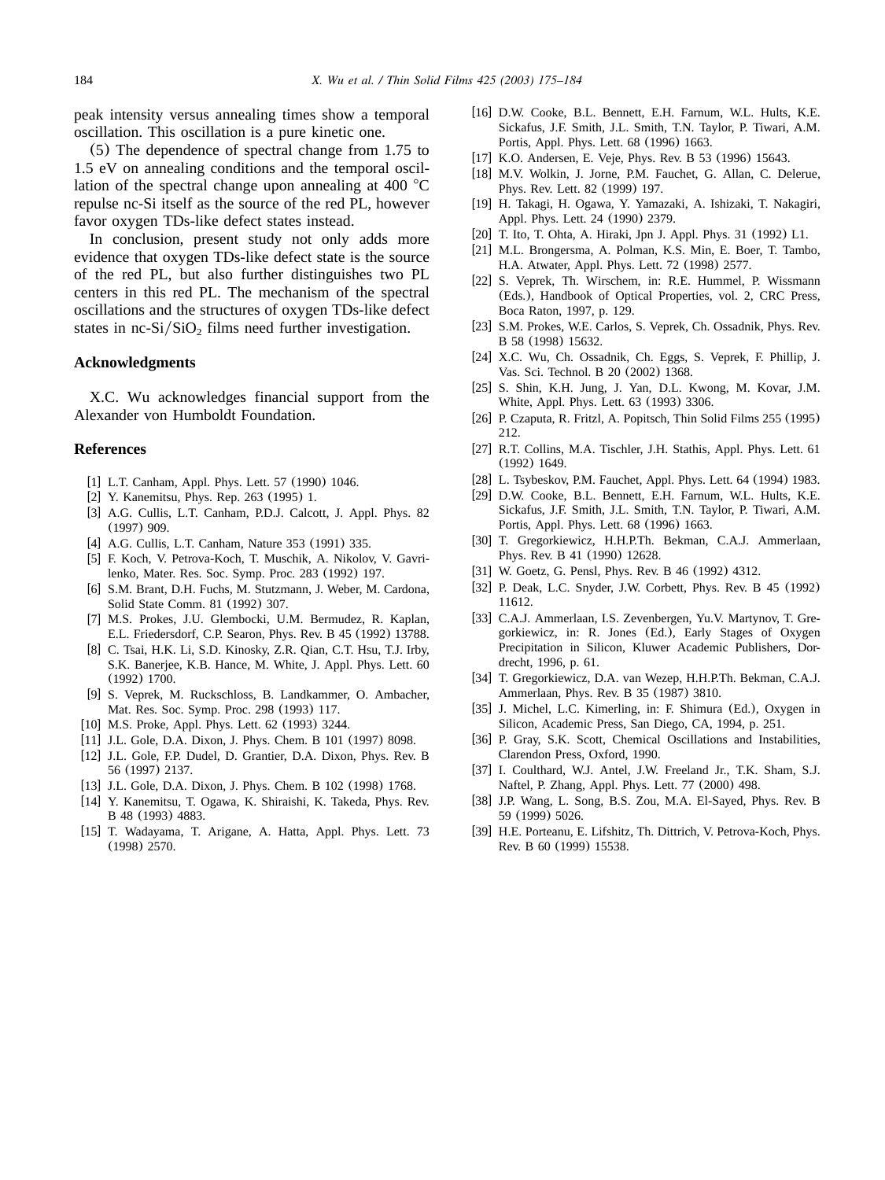peak intensity versus annealing times show a temporal oscillation. This oscillation is a pure kinetic one.

(5) The dependence of spectral change from 1.75 to 1.5 eV on annealing conditions and the temporal oscillation of the spectral change upon annealing at 400 °C repulse nc-Si itself as the source of the red PL, however favor oxygen TDs-like defect states instead.

In conclusion, present study not only adds more evidence that oxygen TDs-like defect state is the source of the red PL, but also further distinguishes two PL centers in this red PL. The mechanism of the spectral oscillations and the structures of oxygen TDs-like defect states in nc-Si/$SiO_2$ films need further investigation.

## Acknowledgments

X.C. Wu acknowledges financial support from the Alexander von Humboldt Foundation.

## References

[1] L.T. Canham, Appl. Phys. Lett. 57 (1990) 1046.
[2] Y. Kanemitsu, Phys. Rep. 263 (1995) 1.
[3] A.G. Cullis, L.T. Canham, P.D.J. Calcott, J. Appl. Phys. 82 (1997) 909.
[4] A.G. Cullis, L.T. Canham, Nature 353 (1991) 335.
[5] F. Koch, V. Petrova-Koch, T. Muschik, A. Nikolov, V. Gavrilenko, Mater. Res. Soc. Symp. Proc. 283 (1992) 197.
[6] S.M. Brant, D.H. Fuchs, M. Stutzmann, J. Weber, M. Cardona, Solid State Comm. 81 (1992) 307.
[7] M.S. Prokes, J.U. Glembocki, U.M. Bermudez, R. Kaplan, E.L. Friedersdorf, C.P. Searon, Phys. Rev. B 45 (1992) 13788.
[8] C. Tsai, H.K. Li, S.D. Kinosky, Z.R. Qian, C.T. Hsu, T.J. Irby, S.K. Banerjee, K.B. Hance, M. White, J. Appl. Phys. Lett. 60 (1992) 1700.
[9] S. Veprek, M. Ruckschloss, B. Landkammer, O. Ambacher, Mat. Res. Soc. Symp. Proc. 298 (1993) 117.
[10] M.S. Proke, Appl. Phys. Lett. 62 (1993) 3244.
[11] J.L. Gole, D.A. Dixon, J. Phys. Chem. B 101 (1997) 8098.
[12] J.L. Gole, F.P. Dudel, D. Grantier, D.A. Dixon, Phys. Rev. B 56 (1997) 2137.
[13] J.L. Gole, D.A. Dixon, J. Phys. Chem. B 102 (1998) 1768.
[14] Y. Kanemitsu, T. Ogawa, K. Shiraishi, K. Takeda, Phys. Rev. B 48 (1993) 4883.
[15] T. Wadayama, T. Arigane, A. Hatta, Appl. Phys. Lett. 73 (1998) 2570.
[16] D.W. Cooke, B.L. Bennett, E.H. Farnum, W.L. Hults, K.E. Sickafus, J.F. Smith, J.L. Smith, T.N. Taylor, P. Tiwari, A.M. Portis, Appl. Phys. Lett. 68 (1996) 1663.
[17] K.O. Andersen, E. Veje, Phys. Rev. B 53 (1996) 15643.
[18] M.V. Wolkin, J. Jorne, P.M. Fauchet, G. Allan, C. Delerue, Phys. Rev. Lett. 82 (1999) 197.
[19] H. Takagi, H. Ogawa, Y. Yamazaki, A. Ishizaki, T. Nakagiri, Appl. Phys. Lett. 24 (1990) 2379.
[20] T. Ito, T. Ohta, A. Hiraki, Jpn J. Appl. Phys. 31 (1992) L1.
[21] M.L. Brongersma, A. Polman, K.S. Min, E. Boer, T. Tambo, H.A. Atwater, Appl. Phys. Lett. 72 (1998) 2577.
[22] S. Veprek, Th. Wirschem, in: R.E. Hummel, P. Wissmann (Eds.), Handbook of Optical Properties, vol. 2, CRC Press, Boca Raton, 1997, p. 129.
[23] S.M. Prokes, W.E. Carlos, S. Veprek, Ch. Ossadnik, Phys. Rev. B 58 (1998) 15632.
[24] X.C. Wu, Ch. Ossadnik, Ch. Eggs, S. Veprek, F. Phillip, J. Vas. Sci. Technol. B 20 (2002) 1368.
[25] S. Shin, K.H. Jung, J. Yan, D.L. Kwong, M. Kovar, J.M. White, Appl. Phys. Lett. 63 (1993) 3306.
[26] P. Czaputa, R. Fritzl, A. Popitsch, Thin Solid Films 255 (1995) 212.
[27] R.T. Collins, M.A. Tischler, J.H. Stathis, Appl. Phys. Lett. 61 (1992) 1649.
[28] L. Tsybeskov, P.M. Fauchet, Appl. Phys. Lett. 64 (1994) 1983.
[29] D.W. Cooke, B.L. Bennett, E.H. Farnum, W.L. Hults, K.E. Sickafus, J.F. Smith, J.L. Smith, T.N. Taylor, P. Tiwari, A.M. Portis, Appl. Phys. Lett. 68 (1996) 1663.
[30] T. Gregorkiewicz, H.H.P.Th. Bekman, C.A.J. Ammerlaan, Phys. Rev. B 41 (1990) 12628.
[31] W. Goetz, G. Pensl, Phys. Rev. B 46 (1992) 4312.
[32] P. Deak, L.C. Snyder, J.W. Corbett, Phys. Rev. B 45 (1992) 11612.
[33] C.A.J. Ammerlaan, I.S. Zevenbergen, Yu.V. Martynov, T. Gregorkiewicz, in: R. Jones (Ed.), Early Stages of Oxygen Precipitation in Silicon, Kluwer Academic Publishers, Dordrecht, 1996, p. 61.
[34] T. Gregorkiewicz, D.A. van Wezep, H.H.P.Th. Bekman, C.A.J. Ammerlaan, Phys. Rev. B 35 (1987) 3810.
[35] J. Michel, L.C. Kimerling, in: F. Shimura (Ed.), Oxygen in Silicon, Academic Press, San Diego, CA, 1994, p. 251.
[36] P. Gray, S.K. Scott, Chemical Oscillations and Instabilities, Clarendon Press, Oxford, 1990.
[37] I. Coulthard, W.J. Antel, J.W. Freeland Jr., T.K. Sham, S.J. Naftel, P. Zhang, Appl. Phys. Lett. 77 (2000) 498.
[38] J.P. Wang, L. Song, B.S. Zou, M.A. El-Sayed, Phys. Rev. B 59 (1999) 5026.
[39] H.E. Porteanu, E. Lifshitz, Th. Dittrich, V. Petrova-Koch, Phys. Rev. B 60 (1999) 15538.